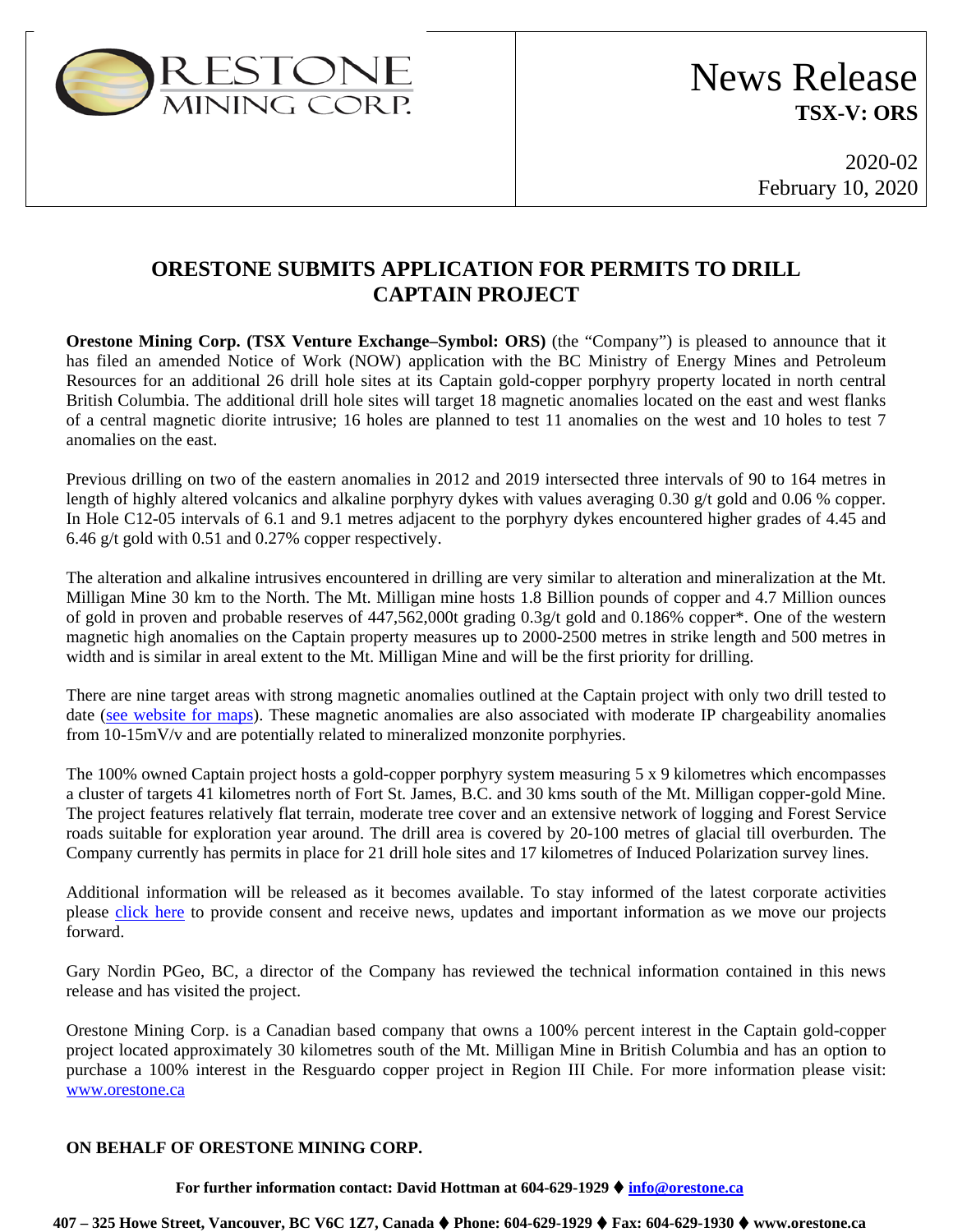ORESTONE MINING CORP.

# News Release
**TSX-V: ORS**

2020-02
February 10, 2020

## ORESTONE SUBMITS APPLICATION FOR PERMITS TO DRILL CAPTAIN PROJECT

**Orestone Mining Corp. (TSX Venture Exchange–Symbol: ORS)** (the "Company") is pleased to announce that it has filed an amended Notice of Work (NOW) application with the BC Ministry of Energy Mines and Petroleum Resources for an additional 26 drill hole sites at its Captain gold-copper porphyry property located in north central British Columbia. The additional drill hole sites will target 18 magnetic anomalies located on the east and west flanks of a central magnetic diorite intrusive; 16 holes are planned to test 11 anomalies on the west and 10 holes to test 7 anomalies on the east.

Previous drilling on two of the eastern anomalies in 2012 and 2019 intersected three intervals of 90 to 164 metres in length of highly altered volcanics and alkaline porphyry dykes with values averaging 0.30 g/t gold and 0.06 % copper. In Hole C12-05 intervals of 6.1 and 9.1 metres adjacent to the porphyry dykes encountered higher grades of 4.45 and 6.46 g/t gold with 0.51 and 0.27% copper respectively.

The alteration and alkaline intrusives encountered in drilling are very similar to alteration and mineralization at the Mt. Milligan Mine 30 km to the North. The Mt. Milligan mine hosts 1.8 Billion pounds of copper and 4.7 Million ounces of gold in proven and probable reserves of 447,562,000t grading 0.3g/t gold and 0.186% copper*. One of the western magnetic high anomalies on the Captain property measures up to 2000-2500 metres in strike length and 500 metres in width and is similar in areal extent to the Mt. Milligan Mine and will be the first priority for drilling.

There are nine target areas with strong magnetic anomalies outlined at the Captain project with only two drill tested to date (see website for maps). These magnetic anomalies are also associated with moderate IP chargeability anomalies from 10-15mV/v and are potentially related to mineralized monzonite porphyries.

The 100% owned Captain project hosts a gold-copper porphyry system measuring 5 x 9 kilometres which encompasses a cluster of targets 41 kilometres north of Fort St. James, B.C. and 30 kms south of the Mt. Milligan copper-gold Mine. The project features relatively flat terrain, moderate tree cover and an extensive network of logging and Forest Service roads suitable for exploration year around. The drill area is covered by 20-100 metres of glacial till overburden. The Company currently has permits in place for 21 drill hole sites and 17 kilometres of Induced Polarization survey lines.

Additional information will be released as it becomes available. To stay informed of the latest corporate activities please click here to provide consent and receive news, updates and important information as we move our projects forward.

Gary Nordin PGeo, BC, a director of the Company has reviewed the technical information contained in this news release and has visited the project.

Orestone Mining Corp. is a Canadian based company that owns a 100% percent interest in the Captain gold-copper project located approximately 30 kilometres south of the Mt. Milligan Mine in British Columbia and has an option to purchase a 100% interest in the Resguardo copper project in Region III Chile. For more information please visit: www.orestone.ca

**ON BEHALF OF ORESTONE MINING CORP.**

**For further information contact: David Hottman at 604-629-1929 ♦ info@orestone.ca**

**407 – 325 Howe Street, Vancouver, BC V6C 1Z7, Canada ♦ Phone: 604-629-1929 ♦ Fax: 604-629-1930 ♦ www.orestone.ca**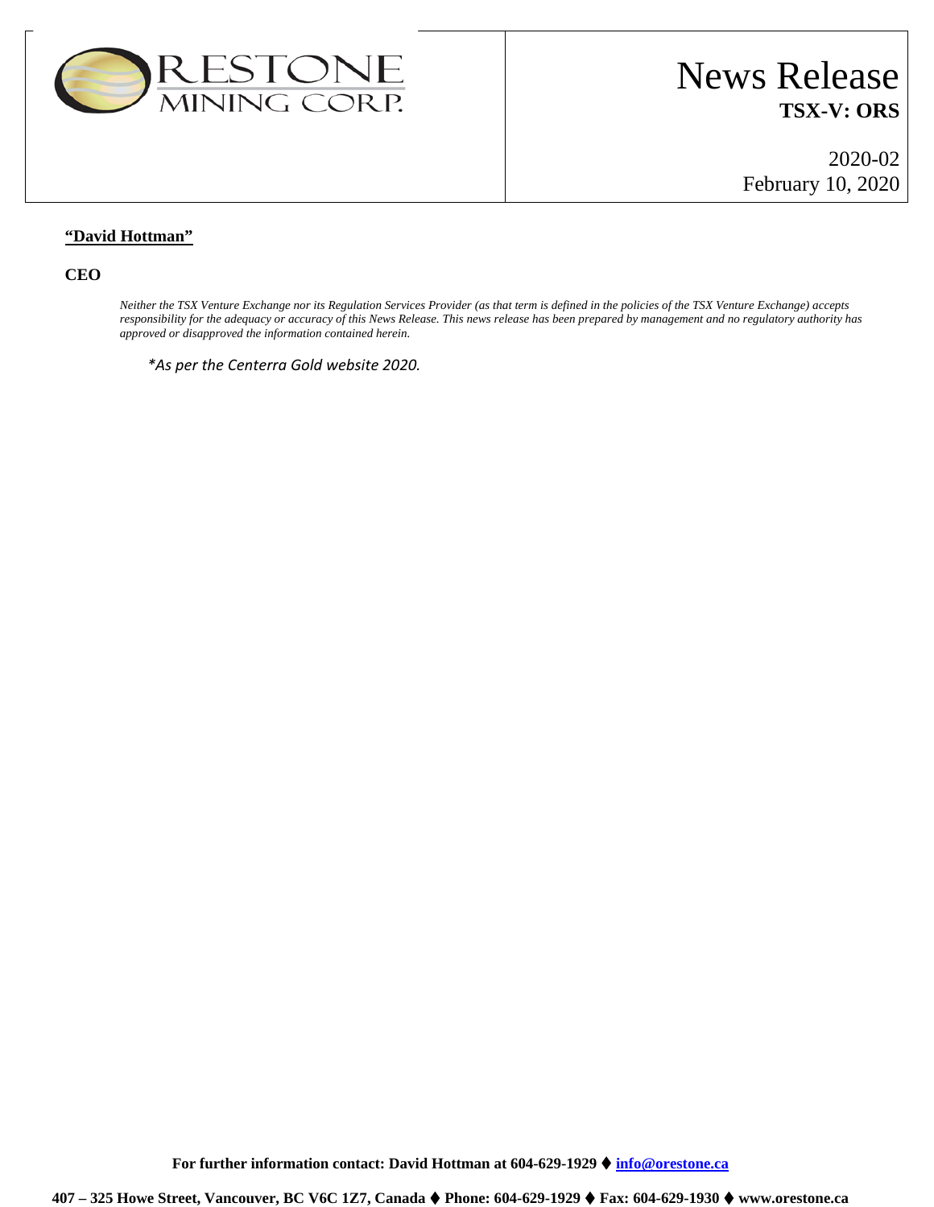**"David Hottman"**

**CEO**

*Neither the TSX Venture Exchange nor its Regulation Services Provider (as that term is defined in the policies of the TSX Venture Exchange) accepts responsibility for the adequacy or accuracy of this News Release. This news release has been prepared by management and no regulatory authority has approved or disapproved the information contained herein.*

*\*As per the Centerra Gold website 2020.*

**For further information contact: David Hottman at 604-629-1929 ♦ info@orestone.ca**

**407 – 325 Howe Street, Vancouver, BC V6C 1Z7, Canada ♦ Phone: 604-629-1929 ♦ Fax: 604-629-1930 ♦ www.orestone.ca**